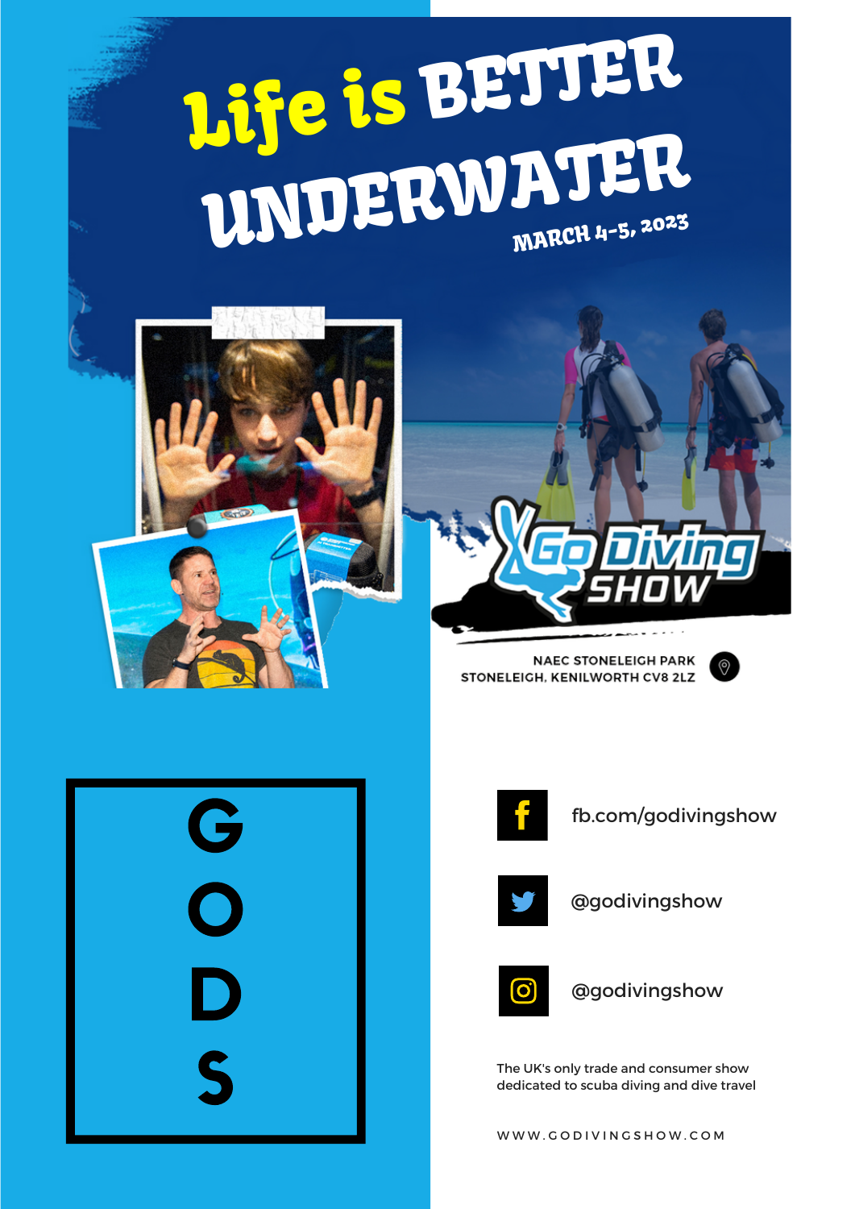# Life is BETTER UNDERWATER

MARCH 4-5, 2023

Go Diving SHOW

NAEC STONELEIGH PARK
STONELEIGH, KENILWORTH CV8 2LZ

G
O
D
S

fb.com/godivingshow

@godivingshow

@godivingshow

The UK's only trade and consumer show dedicated to scuba diving and dive travel

WWW.GODIVINGSHOW.COM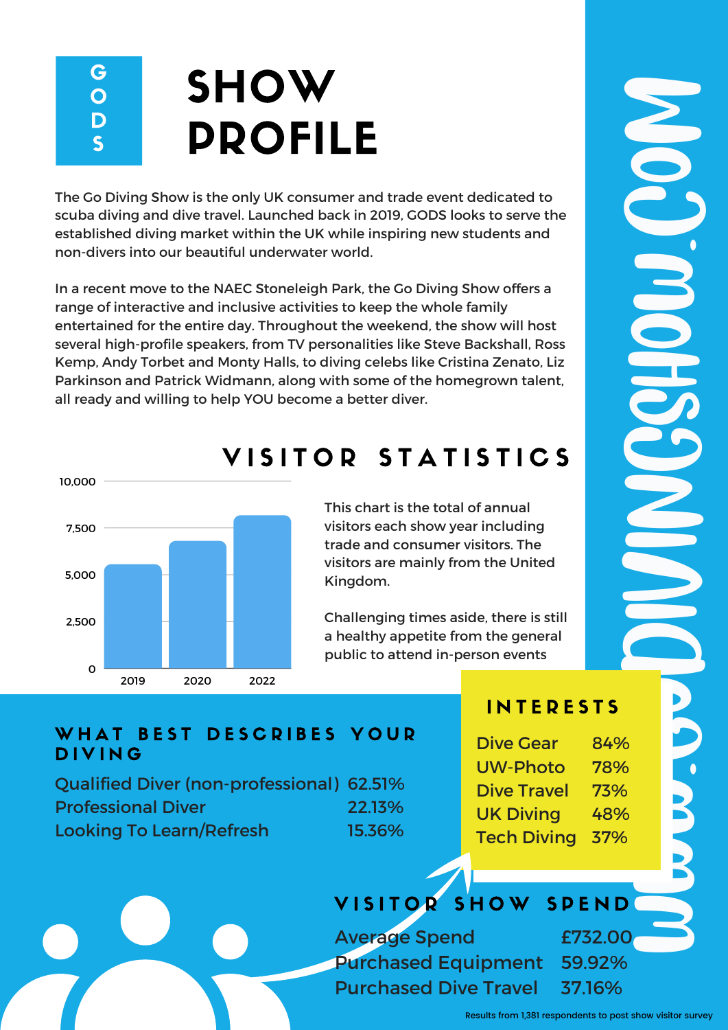# GODS

# SHOW PROFILE

The Go Diving Show is the only UK consumer and trade event dedicated to scuba diving and dive travel. Launched back in 2019, GODS looks to serve the established diving market within the UK while inspiring new students and non-divers into our beautiful underwater world.

In a recent move to the NAEC Stoneleigh Park, the Go Diving Show offers a range of interactive and inclusive activities to keep the whole family entertained for the entire day. Throughout the weekend, the show will host several high-profile speakers, from TV personalities like Steve Backshall, Ross Kemp, Andy Torbet and Monty Halls, to diving celebs like Cristina Zenato, Liz Parkinson and Patrick Widmann, along with some of the homegrown talent, all ready and willing to help YOU become a better diver.

## VISITOR STATISTICS

| Year | Visitors (approx.) |
|---|---|
| 2019 | ~5,500 |
| 2020 | ~6,800 |
| 2022 | ~8,200 |

This chart is the total of annual visitors each show year including trade and consumer visitors. The visitors are mainly from the United Kingdom.

Challenging times aside, there is still a healthy appetite from the general public to attend in-person events

## WHAT BEST DESCRIBES YOUR DIVING

| | |
|---|---|
| Qualified Diver (non-professional) | 62.51% |
| Professional Diver | 22.13% |
| Looking To Learn/Refresh | 15.36% |

## INTERESTS

| | |
|---|---|
| Dive Gear | 84% |
| UW-Photo | 78% |
| Dive Travel | 73% |
| UK Diving | 48% |
| Tech Diving | 37% |

## VISITOR SHOW SPEND

| | |
|---|---|
| Average Spend | £732.00 |
| Purchased Equipment | 59.92% |
| Purchased Dive Travel | 37.16% |

Results from 1,381 respondents to post show visitor survey

WWW.GODIVINGSHOW.COM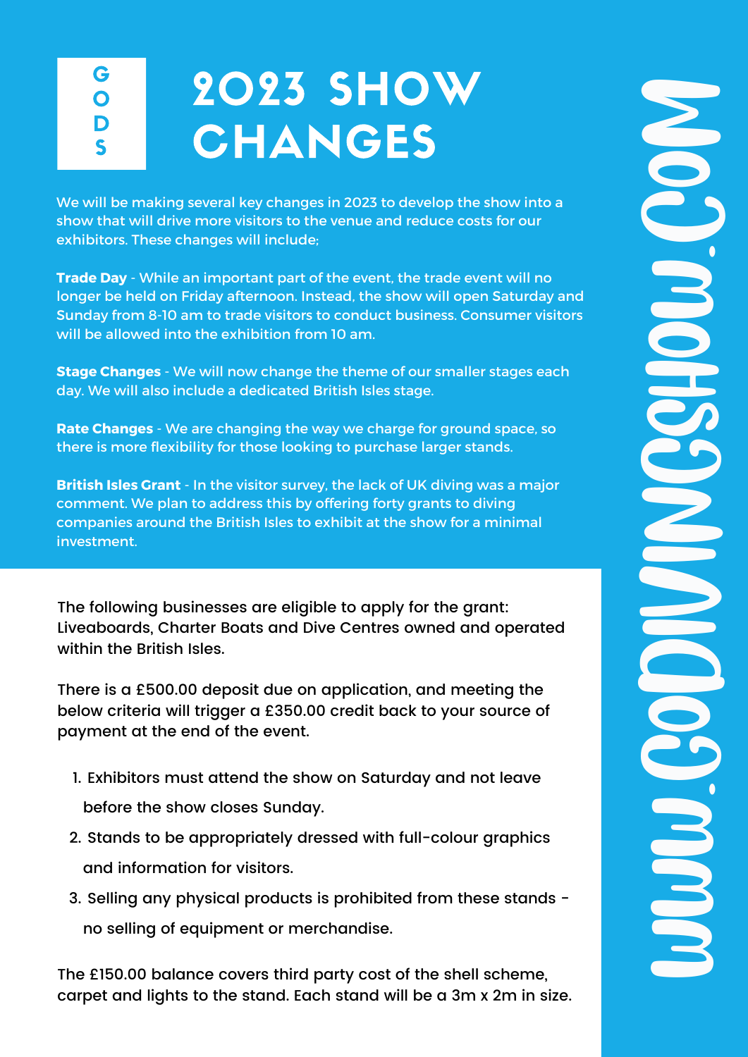GODS

# 2023 SHOW CHANGES

We will be making several key changes in 2023 to develop the show into a show that will drive more visitors to the venue and reduce costs for our exhibitors. These changes will include;

**Trade Day** - While an important part of the event, the trade event will no longer be held on Friday afternoon. Instead, the show will open Saturday and Sunday from 8-10 am to trade visitors to conduct business. Consumer visitors will be allowed into the exhibition from 10 am.

**Stage Changes** - We will now change the theme of our smaller stages each day. We will also include a dedicated British Isles stage.

**Rate Changes** - We are changing the way we charge for ground space, so there is more flexibility for those looking to purchase larger stands.

**British Isles Grant** - In the visitor survey, the lack of UK diving was a major comment. We plan to address this by offering forty grants to diving companies around the British Isles to exhibit at the show for a minimal investment.

The following businesses are eligible to apply for the grant: Liveaboards, Charter Boats and Dive Centres owned and operated within the British Isles.

There is a £500.00 deposit due on application, and meeting the below criteria will trigger a £350.00 credit back to your source of payment at the end of the event.

1. Exhibitors must attend the show on Saturday and not leave before the show closes Sunday.
2. Stands to be appropriately dressed with full-colour graphics and information for visitors.
3. Selling any physical products is prohibited from these stands - no selling of equipment or merchandise.

The £150.00 balance covers third party cost of the shell scheme, carpet and lights to the stand. Each stand will be a 3m x 2m in size.

WWW.GODIVINGSHOW.COM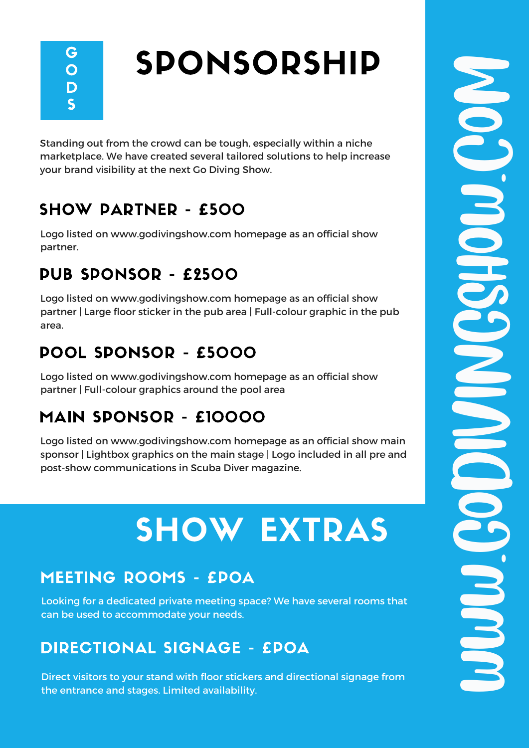GODS

# SPONSORSHIP

Standing out from the crowd can be tough, especially within a niche marketplace. We have created several tailored solutions to help increase your brand visibility at the next Go Diving Show.

## SHOW PARTNER - £500

Logo listed on www.godivingshow.com homepage as an official show partner.

## PUB SPONSOR - £2500

Logo listed on www.godivingshow.com homepage as an official show partner | Large floor sticker in the pub area | Full-colour graphic in the pub area.

## POOL SPONSOR - £5000

Logo listed on www.godivingshow.com homepage as an official show partner | Full-colour graphics around the pool area

## MAIN SPONSOR - £10000

Logo listed on www.godivingshow.com homepage as an official show main sponsor | Lightbox graphics on the main stage | Logo included in all pre and post-show communications in Scuba Diver magazine.

# SHOW EXTRAS

## MEETING ROOMS - £POA

Looking for a dedicated private meeting space? We have several rooms that can be used to accommodate your needs.

## DIRECTIONAL SIGNAGE - £POA

Direct visitors to your stand with floor stickers and directional signage from the entrance and stages. Limited availability.

WWW.GODIVINGSHOW.COM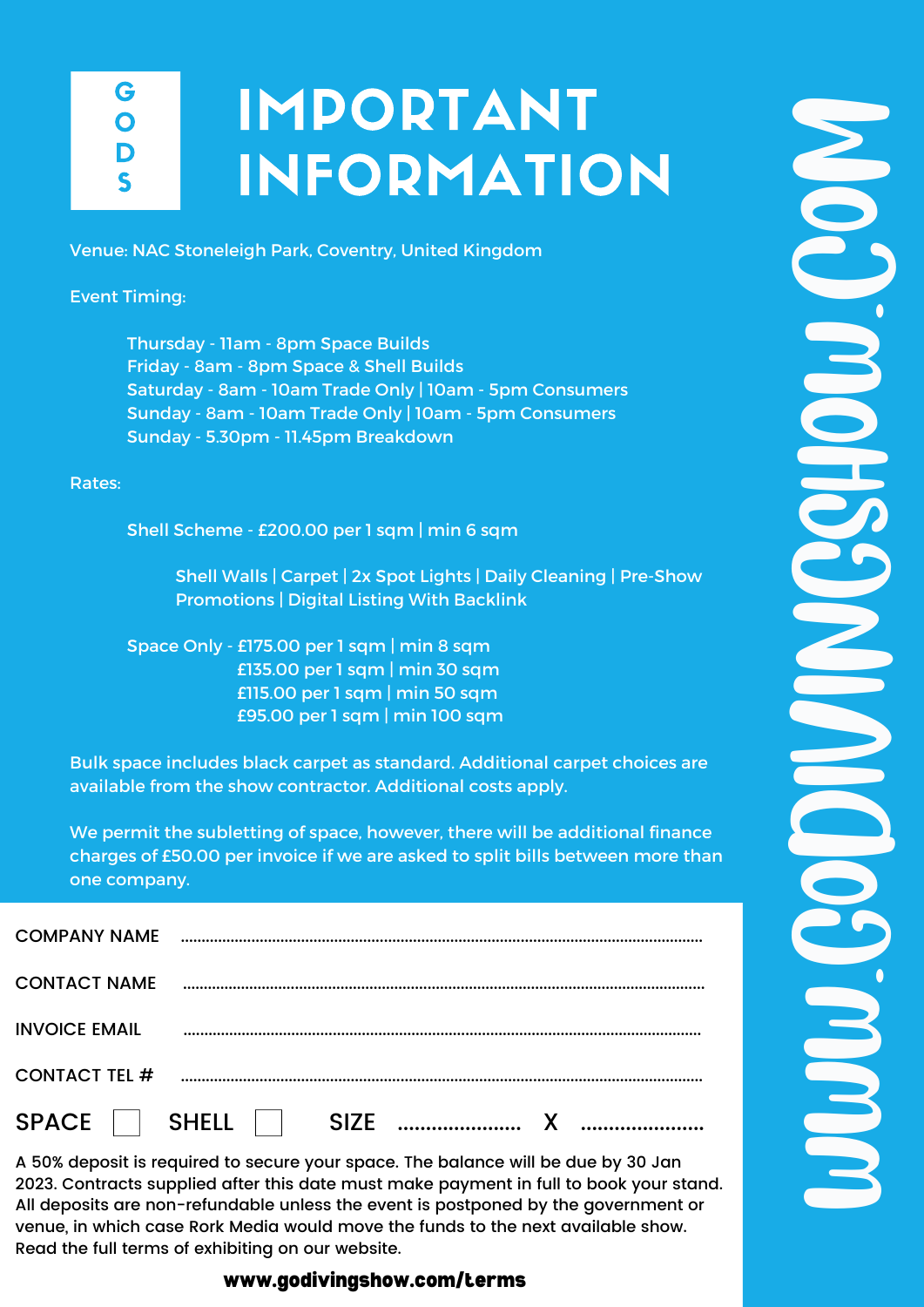GODS

# IMPORTANT INFORMATION

Venue: NAC Stoneleigh Park, Coventry, United Kingdom

Event Timing:

- Thursday - 11am - 8pm Space Builds
- Friday - 8am - 8pm Space & Shell Builds
- Saturday - 8am - 10am Trade Only | 10am - 5pm Consumers
- Sunday - 8am - 10am Trade Only | 10am - 5pm Consumers
- Sunday - 5.30pm - 11.45pm Breakdown

Rates:

Shell Scheme - £200.00 per 1 sqm | min 6 sqm

Shell Walls | Carpet | 2x Spot Lights | Daily Cleaning | Pre-Show Promotions | Digital Listing With Backlink

Space Only - £175.00 per 1 sqm | min 8 sqm
£135.00 per 1 sqm | min 30 sqm
£115.00 per 1 sqm | min 50 sqm
£95.00 per 1 sqm | min 100 sqm

Bulk space includes black carpet as standard. Additional carpet choices are available from the show contractor. Additional costs apply.

We permit the subletting of space, however, there will be additional finance charges of £50.00 per invoice if we are asked to split bills between more than one company.

COMPANY NAME ..............................................................

CONTACT NAME ..............................................................

INVOICE EMAIL ..............................................................

CONTACT TEL # ..............................................................

SPACE ☐ SHELL ☐ SIZE ...................... X ......................

A 50% deposit is required to secure your space. The balance will be due by 30 Jan 2023. Contracts supplied after this date must make payment in full to book your stand. All deposits are non-refundable unless the event is postponed by the government or venue, in which case Rork Media would move the funds to the next available show. Read the full terms of exhibiting on our website.

**www.godivingshow.com/terms**

WWW.GODIVINGSHOW.COM